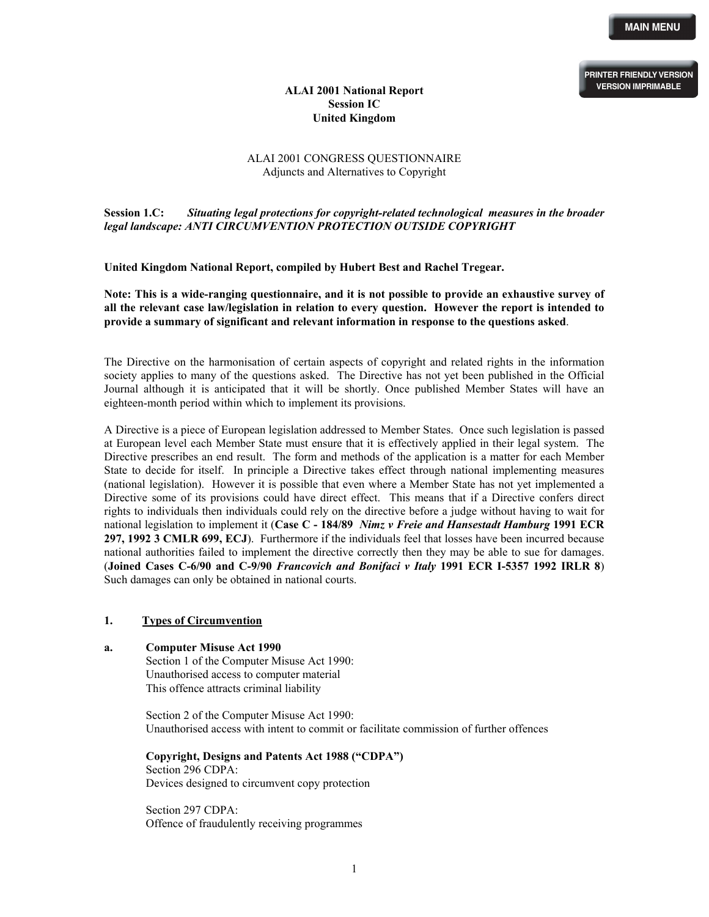**ALAI 2001 National Report**
**Session IC**
**United Kingdom**

ALAI 2001 CONGRESS QUESTIONNAIRE
Adjuncts and Alternatives to Copyright

**Session 1.C:** ***Situating legal protections for copyright-related technological measures in the broader legal landscape: ANTI CIRCUMVENTION PROTECTION OUTSIDE COPYRIGHT***

**United Kingdom National Report, compiled by Hubert Best and Rachel Tregear.**

**Note: This is a wide-ranging questionnaire, and it is not possible to provide an exhaustive survey of all the relevant case law/legislation in relation to every question. However the report is intended to provide a summary of significant and relevant information in response to the questions asked**.

The Directive on the harmonisation of certain aspects of copyright and related rights in the information society applies to many of the questions asked. The Directive has not yet been published in the Official Journal although it is anticipated that it will be shortly. Once published Member States will have an eighteen-month period within which to implement its provisions.

A Directive is a piece of European legislation addressed to Member States. Once such legislation is passed at European level each Member State must ensure that it is effectively applied in their legal system. The Directive prescribes an end result. The form and methods of the application is a matter for each Member State to decide for itself. In principle a Directive takes effect through national implementing measures (national legislation). However it is possible that even where a Member State has not yet implemented a Directive some of its provisions could have direct effect. This means that if a Directive confers direct rights to individuals then individuals could rely on the directive before a judge without having to wait for national legislation to implement it (**Case C - 184/89** ***Nimz v Freie and Hansestadt Hamburg*** **1991 ECR 297, 1992 3 CMLR 699, ECJ**). Furthermore if the individuals feel that losses have been incurred because national authorities failed to implement the directive correctly then they may be able to sue for damages. (**Joined Cases C-6/90 and C-9/90** ***Francovich and Bonifaci v Italy*** **1991 ECR I-5357 1992 IRLR 8**) Such damages can only be obtained in national courts.

## 1. Types of Circumvention

**a. Computer Misuse Act 1990**

Section 1 of the Computer Misuse Act 1990:
Unauthorised access to computer material
This offence attracts criminal liability

Section 2 of the Computer Misuse Act 1990:
Unauthorised access with intent to commit or facilitate commission of further offences

**Copyright, Designs and Patents Act 1988 ("CDPA")**

Section 296 CDPA:
Devices designed to circumvent copy protection

Section 297 CDPA:
Offence of fraudulently receiving programmes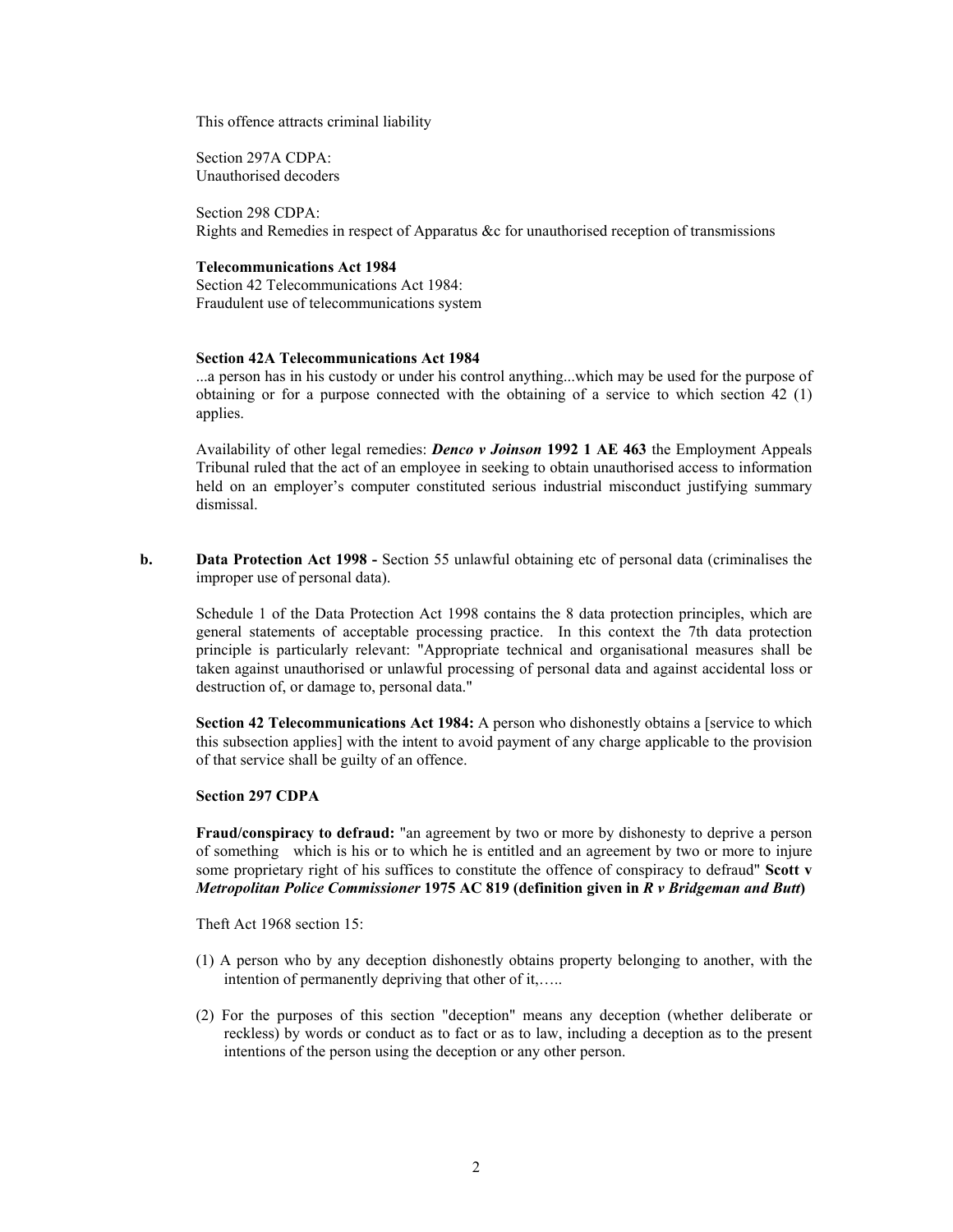This offence attracts criminal liability

Section 297A CDPA:
Unauthorised decoders

Section 298 CDPA:
Rights and Remedies in respect of Apparatus &c for unauthorised reception of transmissions

**Telecommunications Act 1984**
Section 42 Telecommunications Act 1984:
Fraudulent use of telecommunications system

**Section 42A Telecommunications Act 1984**
...a person has in his custody or under his control anything...which may be used for the purpose of obtaining or for a purpose connected with the obtaining of a service to which section 42 (1) applies.

Availability of other legal remedies: ***Denco v Joinson*** **1992 1 AE 463** the Employment Appeals Tribunal ruled that the act of an employee in seeking to obtain unauthorised access to information held on an employer's computer constituted serious industrial misconduct justifying summary dismissal.

**b.** **Data Protection Act 1998 -** Section 55 unlawful obtaining etc of personal data (criminalises the improper use of personal data).

Schedule 1 of the Data Protection Act 1998 contains the 8 data protection principles, which are general statements of acceptable processing practice. In this context the 7th data protection principle is particularly relevant: "Appropriate technical and organisational measures shall be taken against unauthorised or unlawful processing of personal data and against accidental loss or destruction of, or damage to, personal data."

**Section 42 Telecommunications Act 1984:** A person who dishonestly obtains a [service to which this subsection applies] with the intent to avoid payment of any charge applicable to the provision of that service shall be guilty of an offence.

**Section 297 CDPA**

**Fraud/conspiracy to defraud:** "an agreement by two or more by dishonesty to deprive a person of something which is his or to which he is entitled and an agreement by two or more to injure some proprietary right of his suffices to constitute the offence of conspiracy to defraud" **Scott v *Metropolitan Police Commissioner*** **1975 AC 819 (definition given in *R v Bridgeman and Butt*)**

Theft Act 1968 section 15:

(1) A person who by any deception dishonestly obtains property belonging to another, with the intention of permanently depriving that other of it,…..

(2) For the purposes of this section "deception" means any deception (whether deliberate or reckless) by words or conduct as to fact or as to law, including a deception as to the present intentions of the person using the deception or any other person.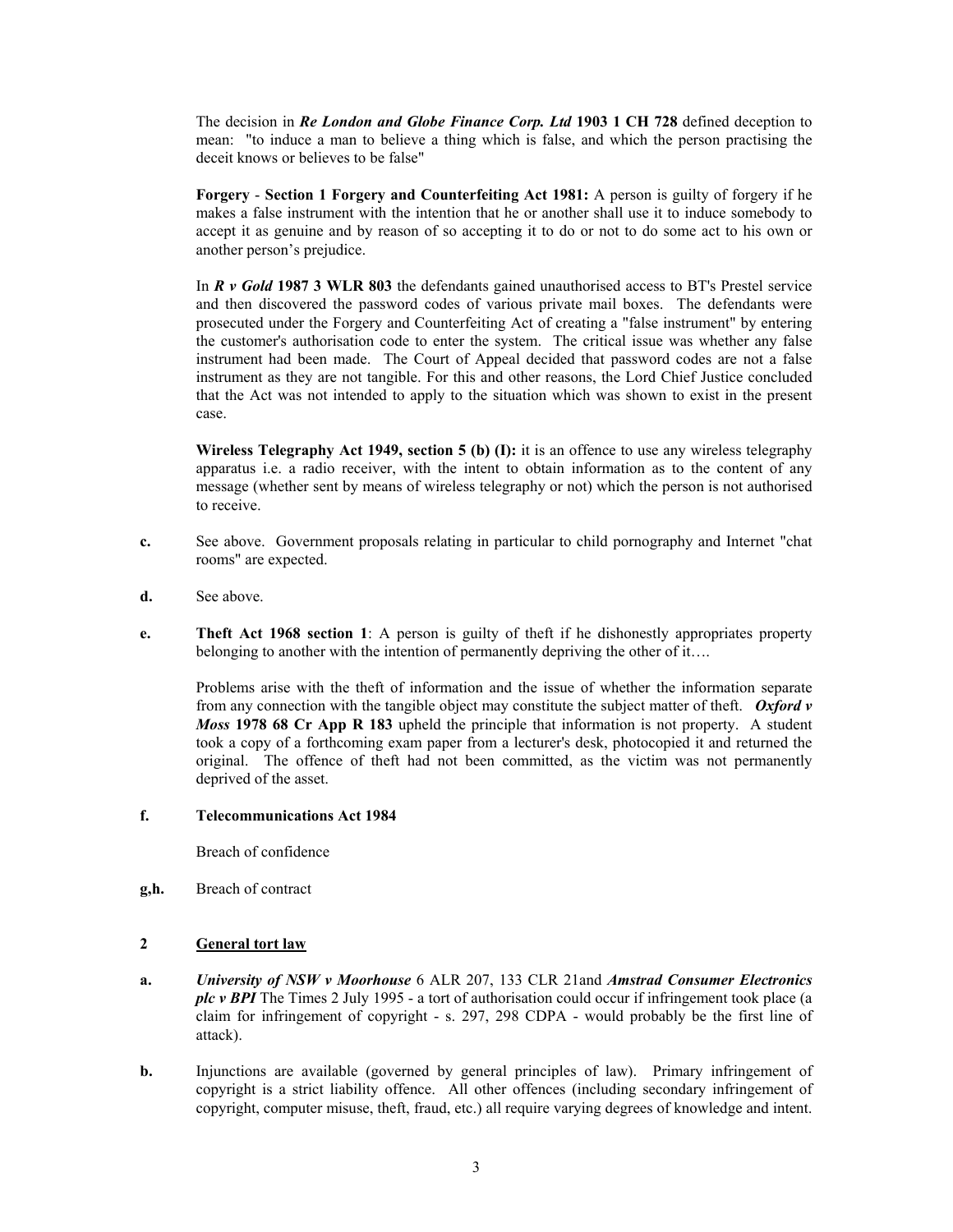The decision in ***Re London and Globe Finance Corp. Ltd* 1903 1 CH 728** defined deception to mean: "to induce a man to believe a thing which is false, and which the person practising the deceit knows or believes to be false"

**Forgery** - **Section 1 Forgery and Counterfeiting Act 1981:** A person is guilty of forgery if he makes a false instrument with the intention that he or another shall use it to induce somebody to accept it as genuine and by reason of so accepting it to do or not to do some act to his own or another person's prejudice.

In ***R v Gold* 1987 3 WLR 803** the defendants gained unauthorised access to BT's Prestel service and then discovered the password codes of various private mail boxes. The defendants were prosecuted under the Forgery and Counterfeiting Act of creating a "false instrument" by entering the customer's authorisation code to enter the system. The critical issue was whether any false instrument had been made. The Court of Appeal decided that password codes are not a false instrument as they are not tangible. For this and other reasons, the Lord Chief Justice concluded that the Act was not intended to apply to the situation which was shown to exist in the present case.

**Wireless Telegraphy Act 1949, section 5 (b) (I):** it is an offence to use any wireless telegraphy apparatus i.e. a radio receiver, with the intent to obtain information as to the content of any message (whether sent by means of wireless telegraphy or not) which the person is not authorised to receive.

**c.** See above. Government proposals relating in particular to child pornography and Internet "chat rooms" are expected.

**d.** See above.

**e.** **Theft Act 1968 section 1**: A person is guilty of theft if he dishonestly appropriates property belonging to another with the intention of permanently depriving the other of it….

Problems arise with the theft of information and the issue of whether the information separate from any connection with the tangible object may constitute the subject matter of theft. ***Oxford v Moss* 1978 68 Cr App R 183** upheld the principle that information is not property. A student took a copy of a forthcoming exam paper from a lecturer's desk, photocopied it and returned the original. The offence of theft had not been committed, as the victim was not permanently deprived of the asset.

**f.** **Telecommunications Act 1984**

Breach of confidence

**g,h.** Breach of contract

## 2 General tort law

**a.** ***University of NSW v Moorhouse*** 6 ALR 207, 133 CLR 21and ***Amstrad Consumer Electronics plc v BPI*** The Times 2 July 1995 - a tort of authorisation could occur if infringement took place (a claim for infringement of copyright - s. 297, 298 CDPA - would probably be the first line of attack).

**b.** Injunctions are available (governed by general principles of law). Primary infringement of copyright is a strict liability offence. All other offences (including secondary infringement of copyright, computer misuse, theft, fraud, etc.) all require varying degrees of knowledge and intent.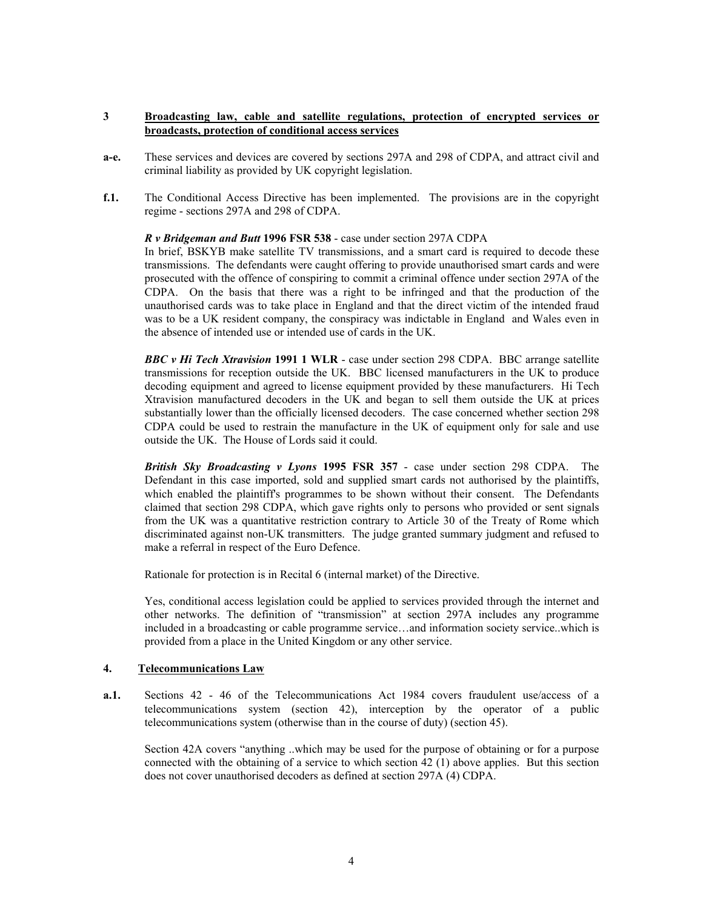## 3 Broadcasting law, cable and satellite regulations, protection of encrypted services or broadcasts, protection of conditional access services

**a-e.** These services and devices are covered by sections 297A and 298 of CDPA, and attract civil and criminal liability as provided by UK copyright legislation.

**f.1.** The Conditional Access Directive has been implemented. The provisions are in the copyright regime - sections 297A and 298 of CDPA.

***R v Bridgeman and Butt*** **1996 FSR 538** - case under section 297A CDPA
In brief, BSKYB make satellite TV transmissions, and a smart card is required to decode these transmissions. The defendants were caught offering to provide unauthorised smart cards and were prosecuted with the offence of conspiring to commit a criminal offence under section 297A of the CDPA. On the basis that there was a right to be infringed and that the production of the unauthorised cards was to take place in England and that the direct victim of the intended fraud was to be a UK resident company, the conspiracy was indictable in England and Wales even in the absence of intended use or intended use of cards in the UK.

***BBC v Hi Tech Xtravision*** **1991 1 WLR** - case under section 298 CDPA. BBC arrange satellite transmissions for reception outside the UK. BBC licensed manufacturers in the UK to produce decoding equipment and agreed to license equipment provided by these manufacturers. Hi Tech Xtravision manufactured decoders in the UK and began to sell them outside the UK at prices substantially lower than the officially licensed decoders. The case concerned whether section 298 CDPA could be used to restrain the manufacture in the UK of equipment only for sale and use outside the UK. The House of Lords said it could.

***British Sky Broadcasting v Lyons*** **1995 FSR 357** - case under section 298 CDPA. The Defendant in this case imported, sold and supplied smart cards not authorised by the plaintiffs, which enabled the plaintiff's programmes to be shown without their consent. The Defendants claimed that section 298 CDPA, which gave rights only to persons who provided or sent signals from the UK was a quantitative restriction contrary to Article 30 of the Treaty of Rome which discriminated against non-UK transmitters. The judge granted summary judgment and refused to make a referral in respect of the Euro Defence.

Rationale for protection is in Recital 6 (internal market) of the Directive.

Yes, conditional access legislation could be applied to services provided through the internet and other networks. The definition of "transmission" at section 297A includes any programme included in a broadcasting or cable programme service…and information society service..which is provided from a place in the United Kingdom or any other service.

## 4. Telecommunications Law

**a.1.** Sections 42 - 46 of the Telecommunications Act 1984 covers fraudulent use/access of a telecommunications system (section 42), interception by the operator of a public telecommunications system (otherwise than in the course of duty) (section 45).

Section 42A covers "anything ..which may be used for the purpose of obtaining or for a purpose connected with the obtaining of a service to which section 42 (1) above applies. But this section does not cover unauthorised decoders as defined at section 297A (4) CDPA.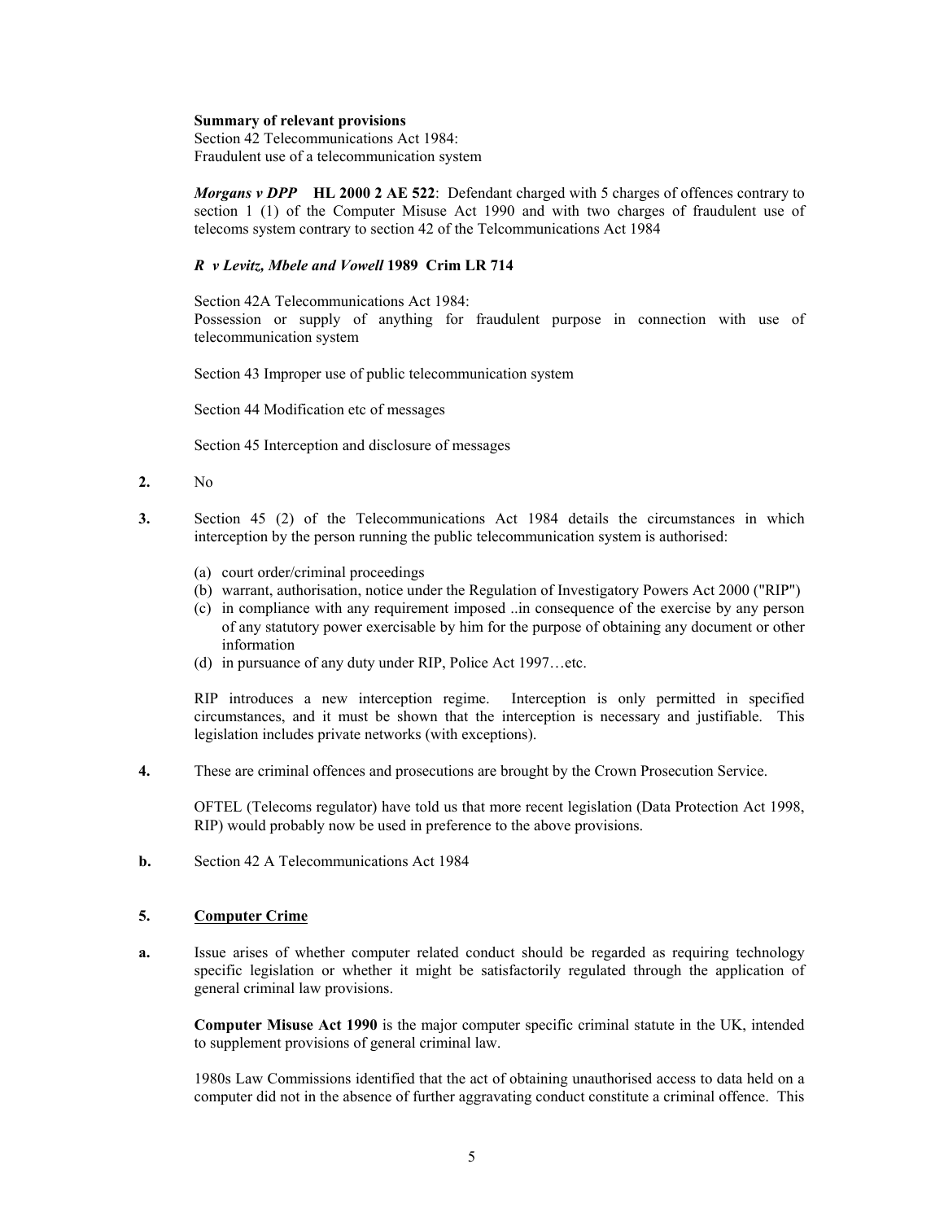**Summary of relevant provisions**
Section 42 Telecommunications Act 1984:
Fraudulent use of a telecommunication system

***Morgans v DPP*** **HL 2000 2 AE 522**: Defendant charged with 5 charges of offences contrary to section 1 (1) of the Computer Misuse Act 1990 and with two charges of fraudulent use of telecoms system contrary to section 42 of the Telcommunications Act 1984

***R v Levitz, Mbele and Vowell* 1989 Crim LR 714**

Section 42A Telecommunications Act 1984:
Possession or supply of anything for fraudulent purpose in connection with use of telecommunication system

Section 43 Improper use of public telecommunication system

Section 44 Modification etc of messages

Section 45 Interception and disclosure of messages

**2.** No

**3.** Section 45 (2) of the Telecommunications Act 1984 details the circumstances in which interception by the person running the public telecommunication system is authorised:

(a) court order/criminal proceedings
(b) warrant, authorisation, notice under the Regulation of Investigatory Powers Act 2000 ("RIP")
(c) in compliance with any requirement imposed ..in consequence of the exercise by any person of any statutory power exercisable by him for the purpose of obtaining any document or other information
(d) in pursuance of any duty under RIP, Police Act 1997…etc.

RIP introduces a new interception regime. Interception is only permitted in specified circumstances, and it must be shown that the interception is necessary and justifiable. This legislation includes private networks (with exceptions).

**4.** These are criminal offences and prosecutions are brought by the Crown Prosecution Service.

OFTEL (Telecoms regulator) have told us that more recent legislation (Data Protection Act 1998, RIP) would probably now be used in preference to the above provisions.

**b.** Section 42 A Telecommunications Act 1984

**5.** <u>**Computer Crime**</u>

**a.** Issue arises of whether computer related conduct should be regarded as requiring technology specific legislation or whether it might be satisfactorily regulated through the application of general criminal law provisions.

**Computer Misuse Act 1990** is the major computer specific criminal statute in the UK, intended to supplement provisions of general criminal law.

1980s Law Commissions identified that the act of obtaining unauthorised access to data held on a computer did not in the absence of further aggravating conduct constitute a criminal offence. This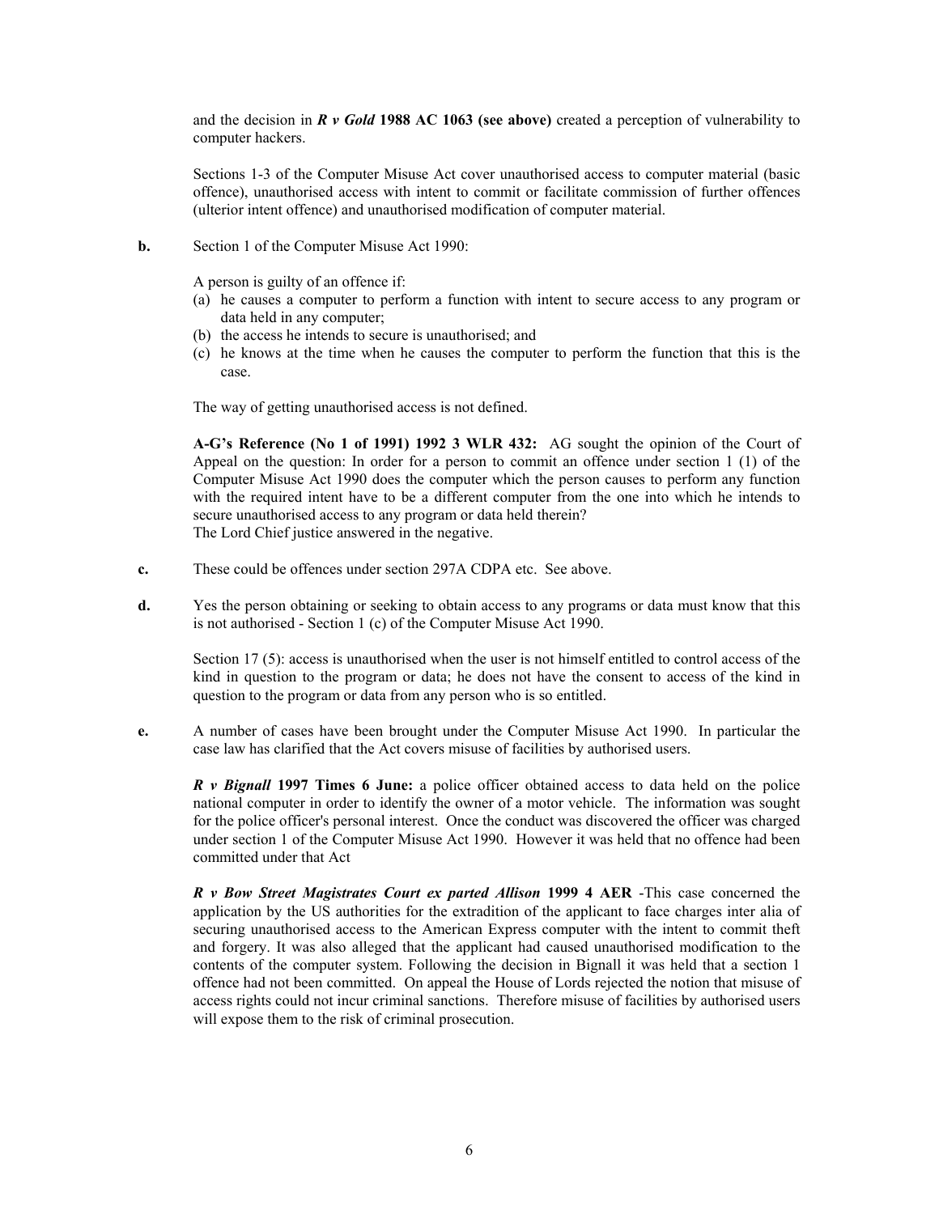and the decision in ***R v Gold* 1988 AC 1063 (see above)** created a perception of vulnerability to computer hackers.

Sections 1-3 of the Computer Misuse Act cover unauthorised access to computer material (basic offence), unauthorised access with intent to commit or facilitate commission of further offences (ulterior intent offence) and unauthorised modification of computer material.

**b.** Section 1 of the Computer Misuse Act 1990:

A person is guilty of an offence if:

(a) he causes a computer to perform a function with intent to secure access to any program or data held in any computer;
(b) the access he intends to secure is unauthorised; and
(c) he knows at the time when he causes the computer to perform the function that this is the case.

The way of getting unauthorised access is not defined.

**A-G's Reference (No 1 of 1991) 1992 3 WLR 432:** AG sought the opinion of the Court of Appeal on the question: In order for a person to commit an offence under section 1 (1) of the Computer Misuse Act 1990 does the computer which the person causes to perform any function with the required intent have to be a different computer from the one into which he intends to secure unauthorised access to any program or data held therein?
The Lord Chief justice answered in the negative.

**c.** These could be offences under section 297A CDPA etc. See above.

**d.** Yes the person obtaining or seeking to obtain access to any programs or data must know that this is not authorised - Section 1 (c) of the Computer Misuse Act 1990.

Section 17 (5): access is unauthorised when the user is not himself entitled to control access of the kind in question to the program or data; he does not have the consent to access of the kind in question to the program or data from any person who is so entitled.

**e.** A number of cases have been brought under the Computer Misuse Act 1990. In particular the case law has clarified that the Act covers misuse of facilities by authorised users.

***R v Bignall* 1997 Times 6 June:** a police officer obtained access to data held on the police national computer in order to identify the owner of a motor vehicle. The information was sought for the police officer's personal interest. Once the conduct was discovered the officer was charged under section 1 of the Computer Misuse Act 1990. However it was held that no offence had been committed under that Act

***R v Bow Street Magistrates Court ex parted Allison* 1999 4 AER** -This case concerned the application by the US authorities for the extradition of the applicant to face charges inter alia of securing unauthorised access to the American Express computer with the intent to commit theft and forgery. It was also alleged that the applicant had caused unauthorised modification to the contents of the computer system. Following the decision in Bignall it was held that a section 1 offence had not been committed. On appeal the House of Lords rejected the notion that misuse of access rights could not incur criminal sanctions. Therefore misuse of facilities by authorised users will expose them to the risk of criminal prosecution.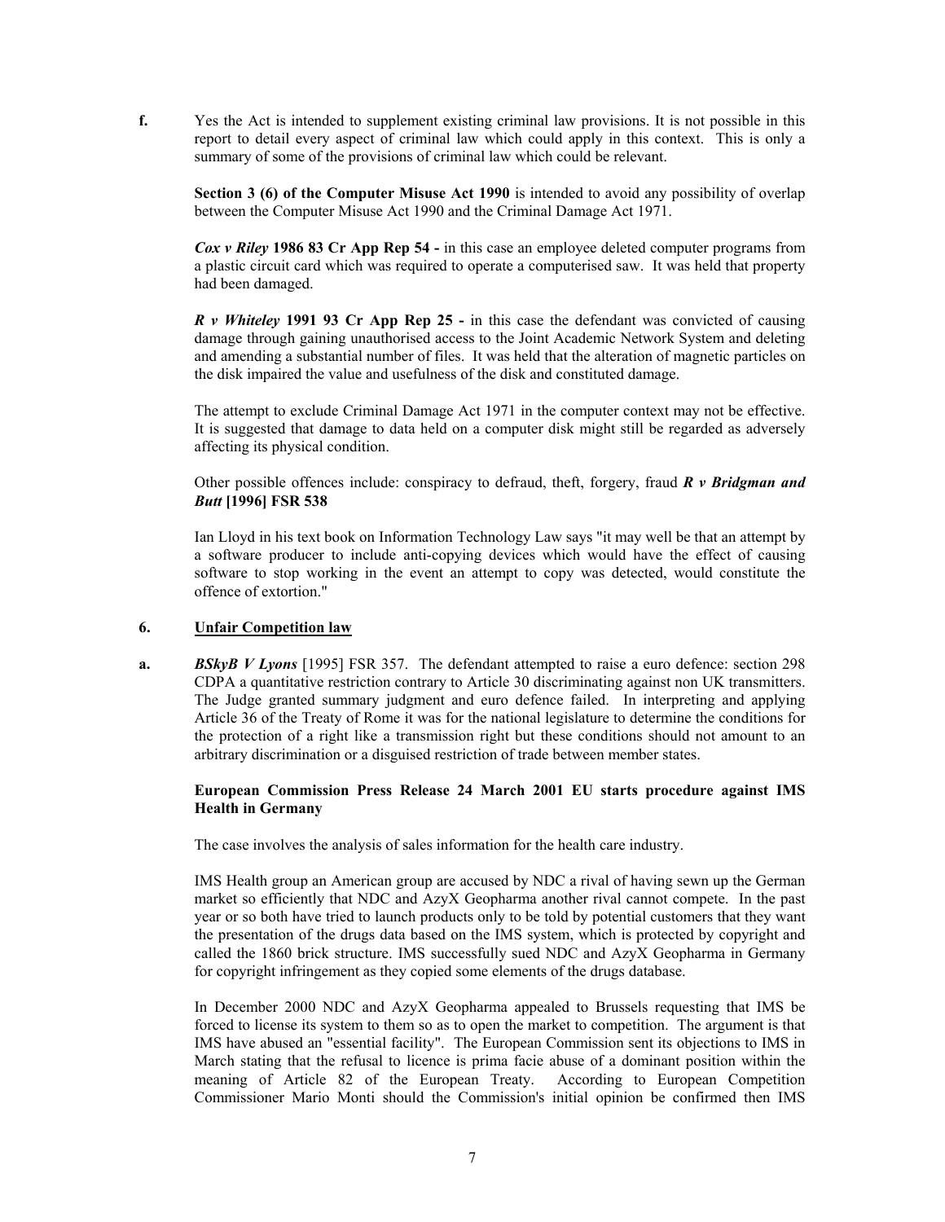**f.** Yes the Act is intended to supplement existing criminal law provisions. It is not possible in this report to detail every aspect of criminal law which could apply in this context. This is only a summary of some of the provisions of criminal law which could be relevant.

**Section 3 (6) of the Computer Misuse Act 1990** is intended to avoid any possibility of overlap between the Computer Misuse Act 1990 and the Criminal Damage Act 1971.

***Cox v Riley* 1986 83 Cr App Rep 54 -** in this case an employee deleted computer programs from a plastic circuit card which was required to operate a computerised saw. It was held that property had been damaged.

***R v Whiteley* 1991 93 Cr App Rep 25 -** in this case the defendant was convicted of causing damage through gaining unauthorised access to the Joint Academic Network System and deleting and amending a substantial number of files. It was held that the alteration of magnetic particles on the disk impaired the value and usefulness of the disk and constituted damage.

The attempt to exclude Criminal Damage Act 1971 in the computer context may not be effective. It is suggested that damage to data held on a computer disk might still be regarded as adversely affecting its physical condition.

Other possible offences include: conspiracy to defraud, theft, forgery, fraud ***R v Bridgman and Butt* [1996] FSR 538**

Ian Lloyd in his text book on Information Technology Law says "it may well be that an attempt by a software producer to include anti-copying devices which would have the effect of causing software to stop working in the event an attempt to copy was detected, would constitute the offence of extortion."

## 6. Unfair Competition law

**a.** ***BSkyB V Lyons*** [1995] FSR 357. The defendant attempted to raise a euro defence: section 298 CDPA a quantitative restriction contrary to Article 30 discriminating against non UK transmitters. The Judge granted summary judgment and euro defence failed. In interpreting and applying Article 36 of the Treaty of Rome it was for the national legislature to determine the conditions for the protection of a right like a transmission right but these conditions should not amount to an arbitrary discrimination or a disguised restriction of trade between member states.

**European Commission Press Release 24 March 2001 EU starts procedure against IMS Health in Germany**

The case involves the analysis of sales information for the health care industry.

IMS Health group an American group are accused by NDC a rival of having sewn up the German market so efficiently that NDC and AzyX Geopharma another rival cannot compete. In the past year or so both have tried to launch products only to be told by potential customers that they want the presentation of the drugs data based on the IMS system, which is protected by copyright and called the 1860 brick structure. IMS successfully sued NDC and AzyX Geopharma in Germany for copyright infringement as they copied some elements of the drugs database.

In December 2000 NDC and AzyX Geopharma appealed to Brussels requesting that IMS be forced to license its system to them so as to open the market to competition. The argument is that IMS have abused an "essential facility". The European Commission sent its objections to IMS in March stating that the refusal to licence is prima facie abuse of a dominant position within the meaning of Article 82 of the European Treaty. According to European Competition Commissioner Mario Monti should the Commission's initial opinion be confirmed then IMS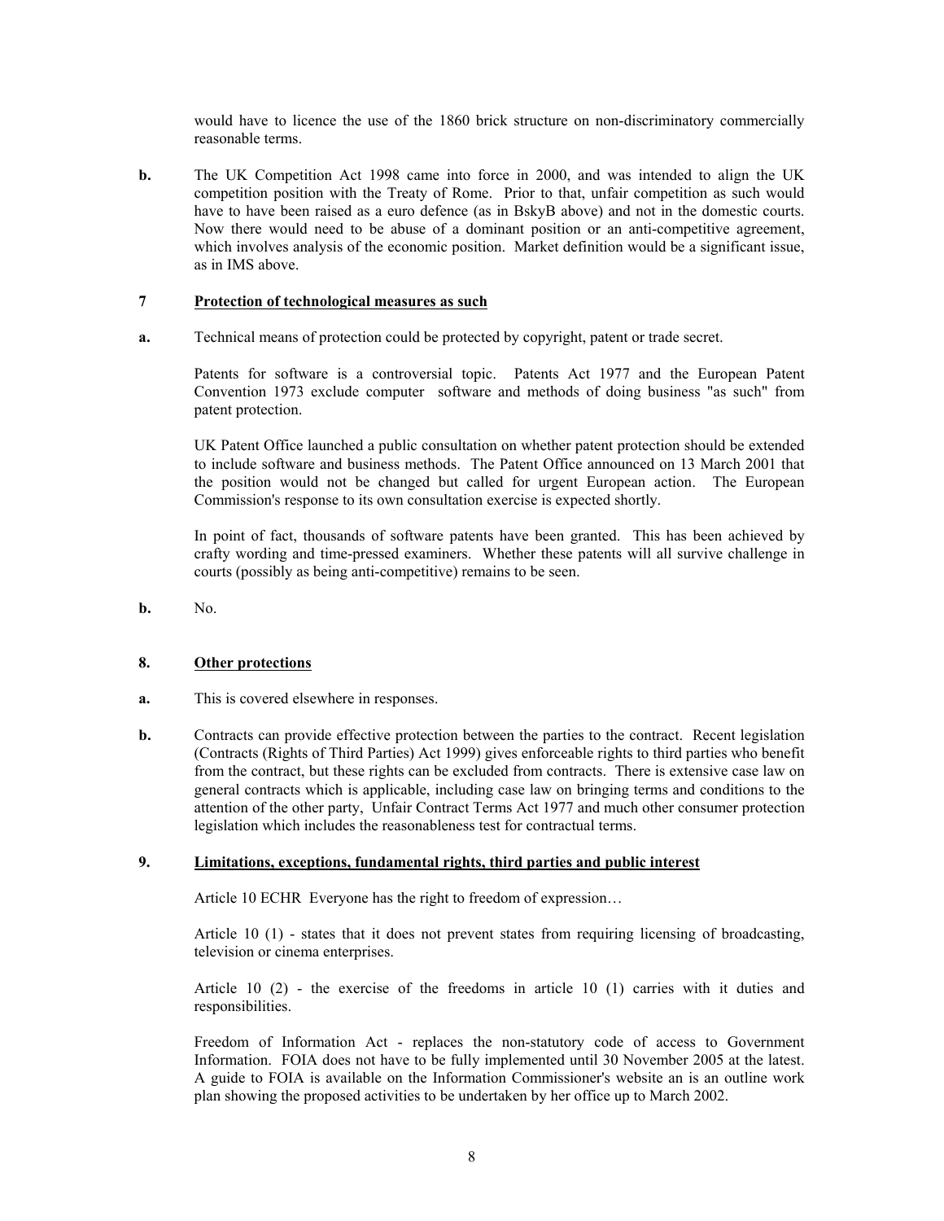would have to licence the use of the 1860 brick structure on non-discriminatory commercially reasonable terms.

**b.** The UK Competition Act 1998 came into force in 2000, and was intended to align the UK competition position with the Treaty of Rome. Prior to that, unfair competition as such would have to have been raised as a euro defence (as in BskyB above) and not in the domestic courts. Now there would need to be abuse of a dominant position or an anti-competitive agreement, which involves analysis of the economic position. Market definition would be a significant issue, as in IMS above.

## 7 Protection of technological measures as such

**a.** Technical means of protection could be protected by copyright, patent or trade secret.

Patents for software is a controversial topic. Patents Act 1977 and the European Patent Convention 1973 exclude computer software and methods of doing business "as such" from patent protection.

UK Patent Office launched a public consultation on whether patent protection should be extended to include software and business methods. The Patent Office announced on 13 March 2001 that the position would not be changed but called for urgent European action. The European Commission's response to its own consultation exercise is expected shortly.

In point of fact, thousands of software patents have been granted. This has been achieved by crafty wording and time-pressed examiners. Whether these patents will all survive challenge in courts (possibly as being anti-competitive) remains to be seen.

**b.** No.

## 8. Other protections

**a.** This is covered elsewhere in responses.

**b.** Contracts can provide effective protection between the parties to the contract. Recent legislation (Contracts (Rights of Third Parties) Act 1999) gives enforceable rights to third parties who benefit from the contract, but these rights can be excluded from contracts. There is extensive case law on general contracts which is applicable, including case law on bringing terms and conditions to the attention of the other party, Unfair Contract Terms Act 1977 and much other consumer protection legislation which includes the reasonableness test for contractual terms.

## 9. Limitations, exceptions, fundamental rights, third parties and public interest

Article 10 ECHR Everyone has the right to freedom of expression…

Article 10 (1) - states that it does not prevent states from requiring licensing of broadcasting, television or cinema enterprises.

Article 10 (2) - the exercise of the freedoms in article 10 (1) carries with it duties and responsibilities.

Freedom of Information Act - replaces the non-statutory code of access to Government Information. FOIA does not have to be fully implemented until 30 November 2005 at the latest. A guide to FOIA is available on the Information Commissioner's website an is an outline work plan showing the proposed activities to be undertaken by her office up to March 2002.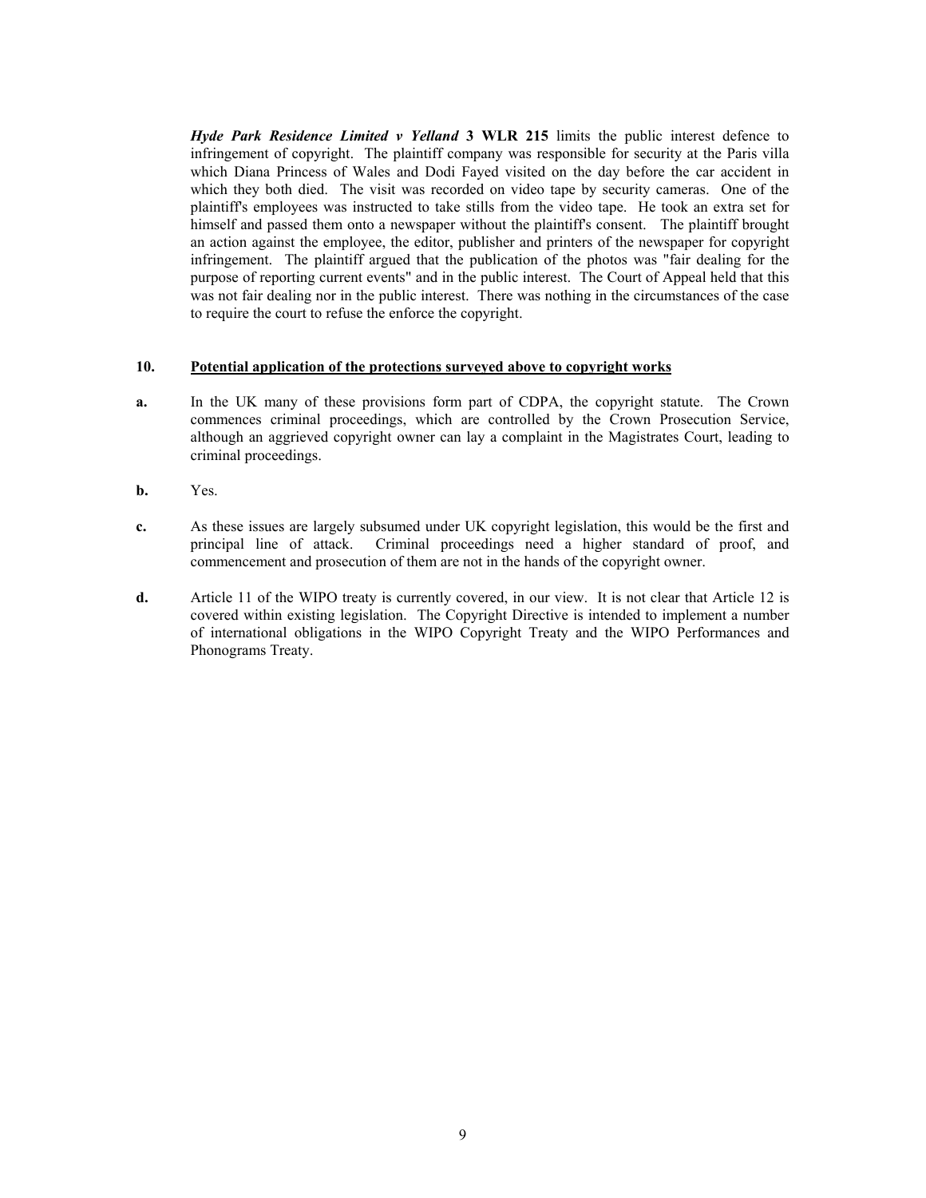***Hyde Park Residence Limited v Yelland* 3 WLR 215** limits the public interest defence to infringement of copyright. The plaintiff company was responsible for security at the Paris villa which Diana Princess of Wales and Dodi Fayed visited on the day before the car accident in which they both died. The visit was recorded on video tape by security cameras. One of the plaintiff's employees was instructed to take stills from the video tape. He took an extra set for himself and passed them onto a newspaper without the plaintiff's consent. The plaintiff brought an action against the employee, the editor, publisher and printers of the newspaper for copyright infringement. The plaintiff argued that the publication of the photos was "fair dealing for the purpose of reporting current events" and in the public interest. The Court of Appeal held that this was not fair dealing nor in the public interest. There was nothing in the circumstances of the case to require the court to refuse the enforce the copyright.

**10. <u>Potential application of the protections surveyed above to copyright works</u>**

**a.** In the UK many of these provisions form part of CDPA, the copyright statute. The Crown commences criminal proceedings, which are controlled by the Crown Prosecution Service, although an aggrieved copyright owner can lay a complaint in the Magistrates Court, leading to criminal proceedings.

**b.** Yes.

**c.** As these issues are largely subsumed under UK copyright legislation, this would be the first and principal line of attack. Criminal proceedings need a higher standard of proof, and commencement and prosecution of them are not in the hands of the copyright owner.

**d.** Article 11 of the WIPO treaty is currently covered, in our view. It is not clear that Article 12 is covered within existing legislation. The Copyright Directive is intended to implement a number of international obligations in the WIPO Copyright Treaty and the WIPO Performances and Phonograms Treaty.